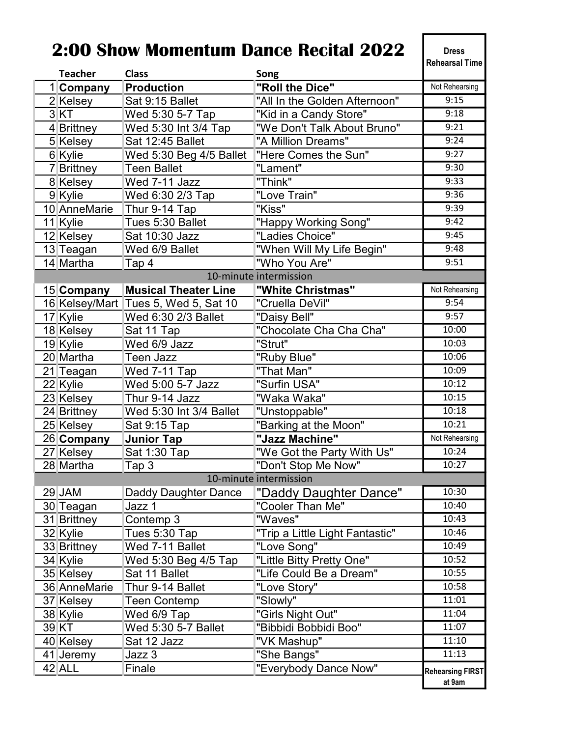# 2:00 Show Momentum Dance Recital 2022

| # | Teacher | Class | Song | Dress Rehearsal Time |
|---|---|---|---|---|
| 1 | **Company** | **Production** | **"Roll the Dice"** | Not Rehearsing |
| 2 | Kelsey | Sat 9:15 Ballet | "All In the Golden Afternoon" | 9:15 |
| 3 | KT | Wed 5:30 5-7 Tap | "Kid in a Candy Store" | 9:18 |
| 4 | Brittney | Wed 5:30 Int 3/4 Tap | "We Don't Talk About Bruno" | 9:21 |
| 5 | Kelsey | Sat 12:45 Ballet | "A Million Dreams" | 9:24 |
| 6 | Kylie | Wed 5:30 Beg 4/5 Ballet | "Here Comes the Sun" | 9:27 |
| 7 | Brittney | Teen Ballet | "Lament" | 9:30 |
| 8 | Kelsey | Wed 7-11 Jazz | "Think" | 9:33 |
| 9 | Kylie | Wed 6:30 2/3 Tap | "Love Train" | 9:36 |
| 10 | AnneMarie | Thur 9-14 Tap | "Kiss" | 9:39 |
| 11 | Kylie | Tues 5:30 Ballet | "Happy Working Song" | 9:42 |
| 12 | Kelsey | Sat 10:30 Jazz | "Ladies Choice" | 9:45 |
| 13 | Teagan | Wed 6/9 Ballet | "When Will My Life Begin" | 9:48 |
| 14 | Martha | Tap 4 | "Who You Are" | 9:51 |
| | | 10-minute intermission | | |
| 15 | **Company** | **Musical Theater Line** | **"White Christmas"** | Not Rehearsing |
| 16 | Kelsey/Mart | Tues 5, Wed 5, Sat 10 | "Cruella DeVil" | 9:54 |
| 17 | Kylie | Wed 6:30 2/3 Ballet | "Daisy Bell" | 9:57 |
| 18 | Kelsey | Sat 11 Tap | "Chocolate Cha Cha Cha" | 10:00 |
| 19 | Kylie | Wed 6/9 Jazz | "Strut" | 10:03 |
| 20 | Martha | Teen Jazz | "Ruby Blue" | 10:06 |
| 21 | Teagan | Wed 7-11 Tap | "That Man" | 10:09 |
| 22 | Kylie | Wed 5:00 5-7 Jazz | "Surfin USA" | 10:12 |
| 23 | Kelsey | Thur 9-14 Jazz | "Waka Waka" | 10:15 |
| 24 | Brittney | Wed 5:30 Int 3/4 Ballet | "Unstoppable" | 10:18 |
| 25 | Kelsey | Sat 9:15 Tap | "Barking at the Moon" | 10:21 |
| 26 | **Company** | **Junior Tap** | **"Jazz Machine"** | Not Rehearsing |
| 27 | Kelsey | Sat 1:30 Tap | "We Got the Party With Us" | 10:24 |
| 28 | Martha | Tap 3 | "Don't Stop Me Now" | 10:27 |
| | | 10-minute intermission | | |
| 29 | JAM | Daddy Daughter Dance | "Daddy Daughter Dance" | 10:30 |
| 30 | Teagan | Jazz 1 | "Cooler Than Me" | 10:40 |
| 31 | Brittney | Contemp 3 | "Waves" | 10:43 |
| 32 | Kylie | Tues 5:30 Tap | "Trip a Little Light Fantastic" | 10:46 |
| 33 | Brittney | Wed 7-11 Ballet | "Love Song" | 10:49 |
| 34 | Kylie | Wed 5:30 Beg 4/5 Tap | "Little Bitty Pretty One" | 10:52 |
| 35 | Kelsey | Sat 11 Ballet | "Life Could Be a Dream" | 10:55 |
| 36 | AnneMarie | Thur 9-14 Ballet | "Love Story" | 10:58 |
| 37 | Kelsey | Teen Contemp | "Slowly" | 11:01 |
| 38 | Kylie | Wed 6/9 Tap | "Girls Night Out" | 11:04 |
| 39 | KT | Wed 5:30 5-7 Ballet | "Bibbidi Bobbidi Boo" | 11:07 |
| 40 | Kelsey | Sat 12 Jazz | "VK Mashup" | 11:10 |
| 41 | Jeremy | Jazz 3 | "She Bangs" | 11:13 |
| 42 | ALL | Finale | "Everybody Dance Now" | Rehearsing FIRST at 9am |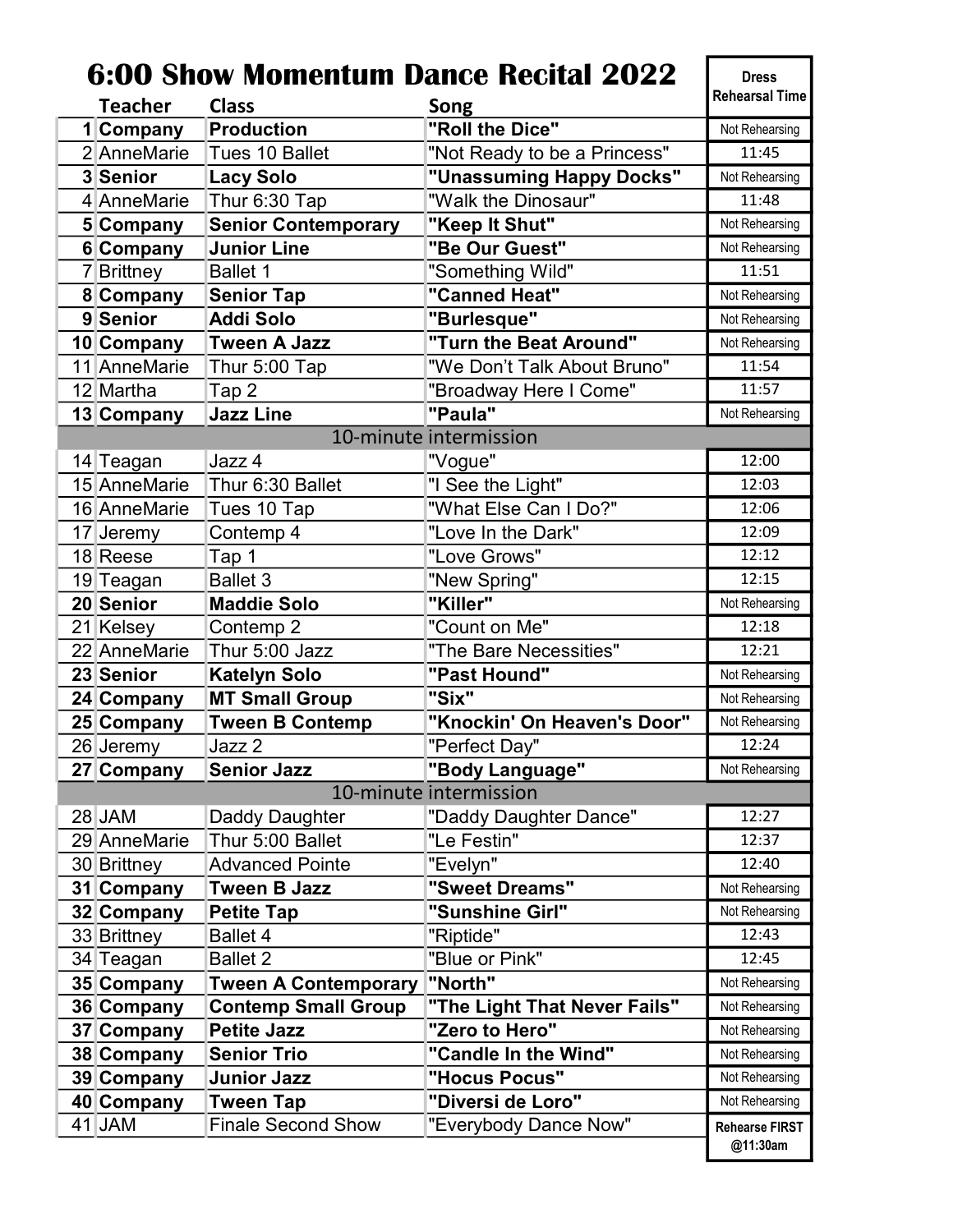# 6:00 Show Momentum Dance Recital 2022

| | Teacher | Class | Song | Dress Rehearsal Time |
|---|---|---|---|---|
| **1** | **Company** | **Production** | **"Roll the Dice"** | Not Rehearsing |
| 2 | AnneMarie | Tues 10 Ballet | "Not Ready to be a Princess" | 11:45 |
| **3** | **Senior** | **Lacy Solo** | **"Unassuming Happy Docks"** | Not Rehearsing |
| 4 | AnneMarie | Thur 6:30 Tap | "Walk the Dinosaur" | 11:48 |
| **5** | **Company** | **Senior Contemporary** | **"Keep It Shut"** | Not Rehearsing |
| **6** | **Company** | **Junior Line** | **"Be Our Guest"** | Not Rehearsing |
| 7 | Brittney | Ballet 1 | "Something Wild" | 11:51 |
| **8** | **Company** | **Senior Tap** | **"Canned Heat"** | Not Rehearsing |
| **9** | **Senior** | **Addi Solo** | **"Burlesque"** | Not Rehearsing |
| **10** | **Company** | **Tween A Jazz** | **"Turn the Beat Around"** | Not Rehearsing |
| 11 | AnneMarie | Thur 5:00 Tap | "We Don't Talk About Bruno" | 11:54 |
| 12 | Martha | Tap 2 | "Broadway Here I Come" | 11:57 |
| **13** | **Company** | **Jazz Line** | **"Paula"** | Not Rehearsing |
| | | 10-minute intermission | | |
| 14 | Teagan | Jazz 4 | "Vogue" | 12:00 |
| 15 | AnneMarie | Thur 6:30 Ballet | "I See the Light" | 12:03 |
| 16 | AnneMarie | Tues 10 Tap | "What Else Can I Do?" | 12:06 |
| 17 | Jeremy | Contemp 4 | "Love In the Dark" | 12:09 |
| 18 | Reese | Tap 1 | "Love Grows" | 12:12 |
| 19 | Teagan | Ballet 3 | "New Spring" | 12:15 |
| **20** | **Senior** | **Maddie Solo** | **"Killer"** | Not Rehearsing |
| 21 | Kelsey | Contemp 2 | "Count on Me" | 12:18 |
| 22 | AnneMarie | Thur 5:00 Jazz | "The Bare Necessities" | 12:21 |
| **23** | **Senior** | **Katelyn Solo** | **"Past Hound"** | Not Rehearsing |
| **24** | **Company** | **MT Small Group** | **"Six"** | Not Rehearsing |
| **25** | **Company** | **Tween B Contemp** | **"Knockin' On Heaven's Door"** | Not Rehearsing |
| 26 | Jeremy | Jazz 2 | "Perfect Day" | 12:24 |
| **27** | **Company** | **Senior Jazz** | **"Body Language"** | Not Rehearsing |
| | | 10-minute intermission | | |
| 28 | JAM | Daddy Daughter | "Daddy Daughter Dance" | 12:27 |
| 29 | AnneMarie | Thur 5:00 Ballet | "Le Festin" | 12:37 |
| 30 | Brittney | Advanced Pointe | "Evelyn" | 12:40 |
| **31** | **Company** | **Tween B Jazz** | **"Sweet Dreams"** | Not Rehearsing |
| **32** | **Company** | **Petite Tap** | **"Sunshine Girl"** | Not Rehearsing |
| 33 | Brittney | Ballet 4 | "Riptide" | 12:43 |
| 34 | Teagan | Ballet 2 | "Blue or Pink" | 12:45 |
| **35** | **Company** | **Tween A Contemporary** | **"North"** | Not Rehearsing |
| **36** | **Company** | **Contemp Small Group** | **"The Light That Never Fails"** | Not Rehearsing |
| **37** | **Company** | **Petite Jazz** | **"Zero to Hero"** | Not Rehearsing |
| **38** | **Company** | **Senior Trio** | **"Candle In the Wind"** | Not Rehearsing |
| **39** | **Company** | **Junior Jazz** | **"Hocus Pocus"** | Not Rehearsing |
| **40** | **Company** | **Tween Tap** | **"Diversi de Loro"** | Not Rehearsing |
| 41 | JAM | Finale Second Show | "Everybody Dance Now" | **Rehearse FIRST @11:30am** |